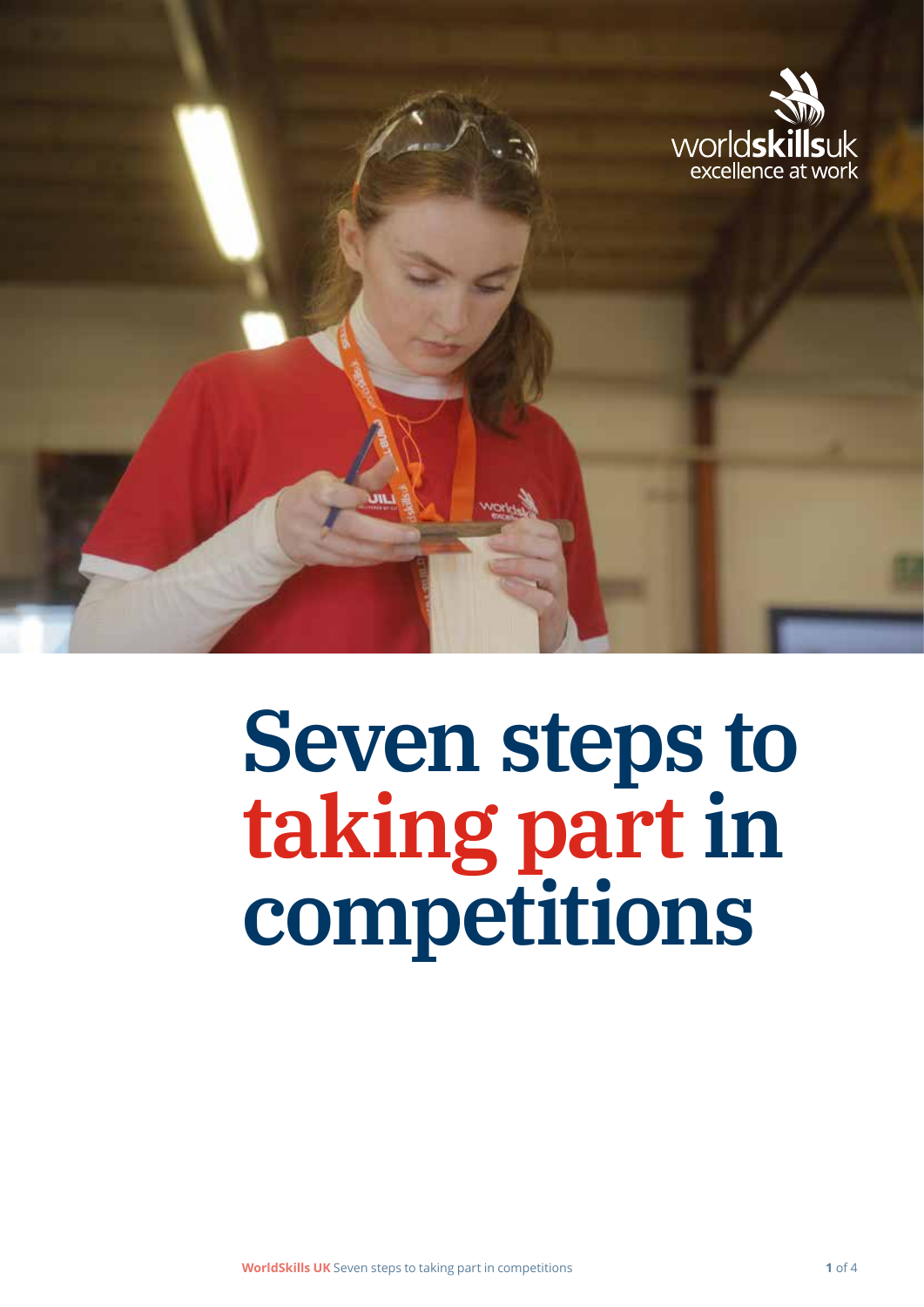worldskillsuk
excellence at work

# Seven steps to taking part in competitions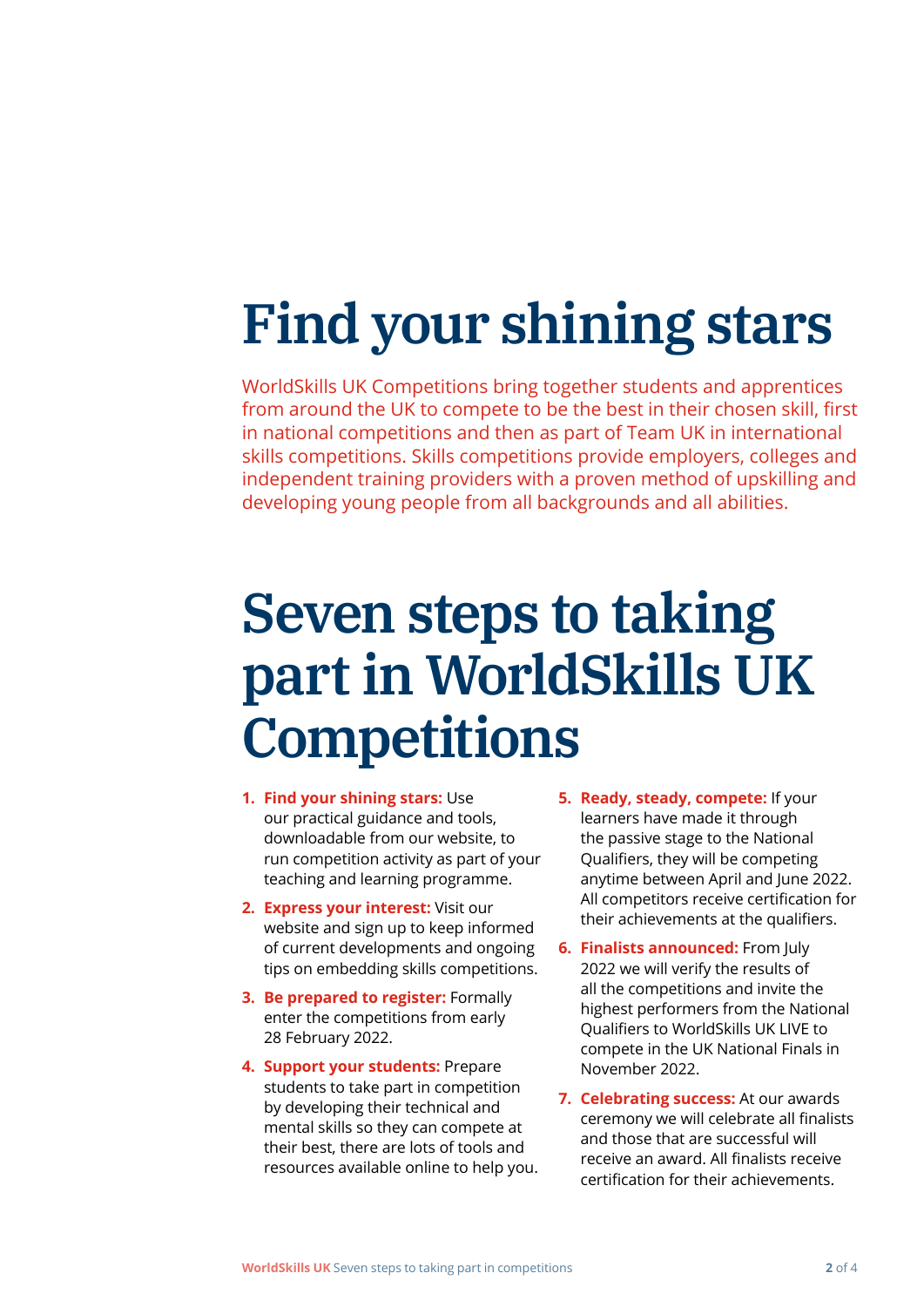# Find your shining stars

WorldSkills UK Competitions bring together students and apprentices from around the UK to compete to be the best in their chosen skill, first in national competitions and then as part of Team UK in international skills competitions. Skills competitions provide employers, colleges and independent training providers with a proven method of upskilling and developing young people from all backgrounds and all abilities.

# Seven steps to taking part in WorldSkills UK Competitions

1. **Find your shining stars:** Use our practical guidance and tools, downloadable from our website, to run competition activity as part of your teaching and learning programme.
2. **Express your interest:** Visit our website and sign up to keep informed of current developments and ongoing tips on embedding skills competitions.
3. **Be prepared to register:** Formally enter the competitions from early 28 February 2022.
4. **Support your students:** Prepare students to take part in competition by developing their technical and mental skills so they can compete at their best, there are lots of tools and resources available online to help you.
5. **Ready, steady, compete:** If your learners have made it through the passive stage to the National Qualifiers, they will be competing anytime between April and June 2022. All competitors receive certification for their achievements at the qualifiers.
6. **Finalists announced:** From July 2022 we will verify the results of all the competitions and invite the highest performers from the National Qualifiers to WorldSkills UK LIVE to compete in the UK National Finals in November 2022.
7. **Celebrating success:** At our awards ceremony we will celebrate all finalists and those that are successful will receive an award. All finalists receive certification for their achievements.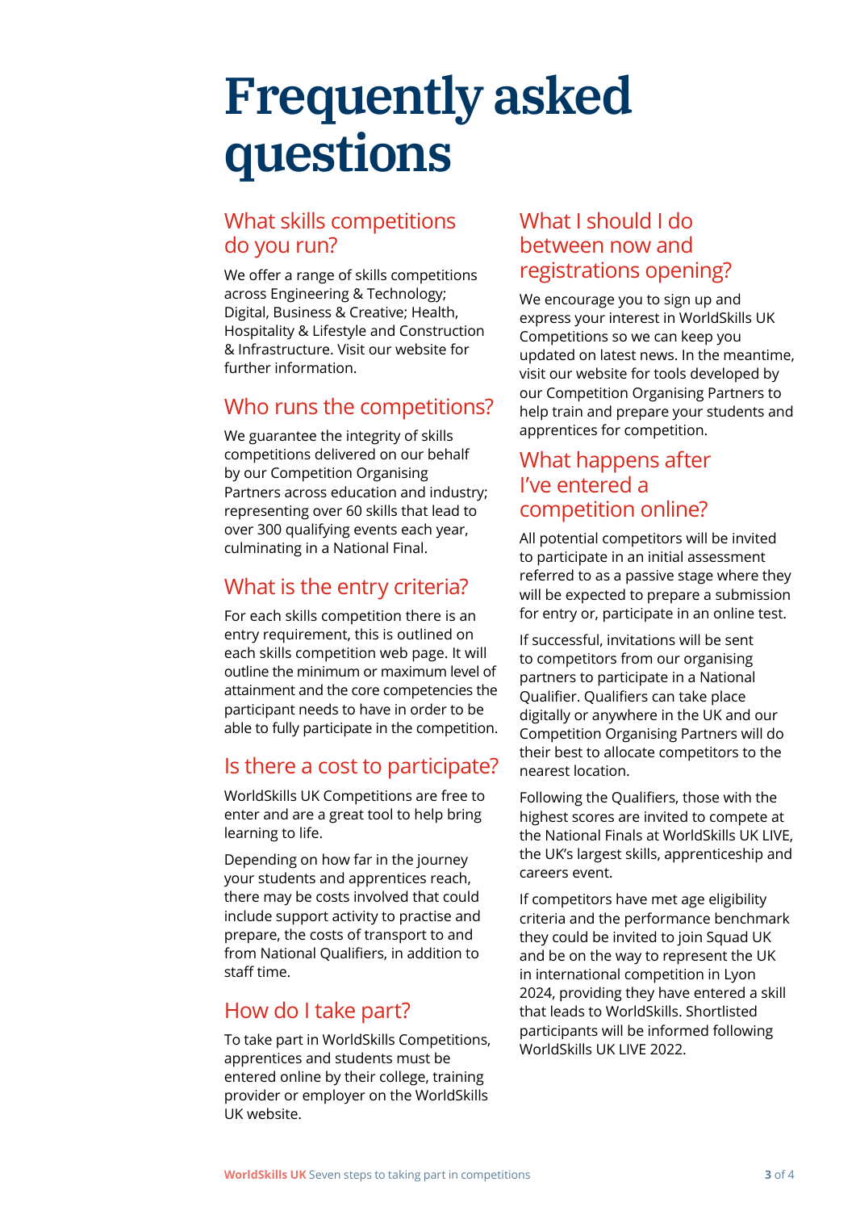# Frequently asked questions

## What skills competitions do you run?

We offer a range of skills competitions across Engineering & Technology; Digital, Business & Creative; Health, Hospitality & Lifestyle and Construction & Infrastructure. Visit our website for further information.

## Who runs the competitions?

We guarantee the integrity of skills competitions delivered on our behalf by our Competition Organising Partners across education and industry; representing over 60 skills that lead to over 300 qualifying events each year, culminating in a National Final.

## What is the entry criteria?

For each skills competition there is an entry requirement, this is outlined on each skills competition web page. It will outline the minimum or maximum level of attainment and the core competencies the participant needs to have in order to be able to fully participate in the competition.

## Is there a cost to participate?

WorldSkills UK Competitions are free to enter and are a great tool to help bring learning to life.

Depending on how far in the journey your students and apprentices reach, there may be costs involved that could include support activity to practise and prepare, the costs of transport to and from National Qualifiers, in addition to staff time.

## How do I take part?

To take part in WorldSkills Competitions, apprentices and students must be entered online by their college, training provider or employer on the WorldSkills UK website.

## What I should I do between now and registrations opening?

We encourage you to sign up and express your interest in WorldSkills UK Competitions so we can keep you updated on latest news. In the meantime, visit our website for tools developed by our Competition Organising Partners to help train and prepare your students and apprentices for competition.

## What happens after I've entered a competition online?

All potential competitors will be invited to participate in an initial assessment referred to as a passive stage where they will be expected to prepare a submission for entry or, participate in an online test.

If successful, invitations will be sent to competitors from our organising partners to participate in a National Qualifier. Qualifiers can take place digitally or anywhere in the UK and our Competition Organising Partners will do their best to allocate competitors to the nearest location.

Following the Qualifiers, those with the highest scores are invited to compete at the National Finals at WorldSkills UK LIVE, the UK's largest skills, apprenticeship and careers event.

If competitors have met age eligibility criteria and the performance benchmark they could be invited to join Squad UK and be on the way to represent the UK in international competition in Lyon 2024, providing they have entered a skill that leads to WorldSkills. Shortlisted participants will be informed following WorldSkills UK LIVE 2022.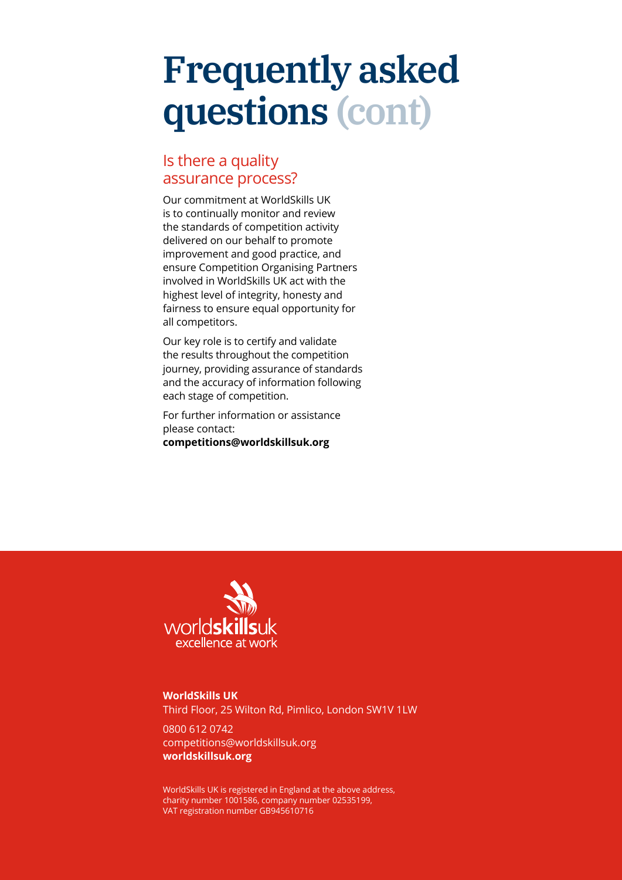# Frequently asked questions (cont)

## Is there a quality assurance process?

Our commitment at WorldSkills UK is to continually monitor and review the standards of competition activity delivered on our behalf to promote improvement and good practice, and ensure Competition Organising Partners involved in WorldSkills UK act with the highest level of integrity, honesty and fairness to ensure equal opportunity for all competitors.

Our key role is to certify and validate the results throughout the competition journey, providing assurance of standards and the accuracy of information following each stage of competition.

For further information or assistance please contact:
**competitions@worldskillsuk.org**

worldskillsuk
excellence at work

**WorldSkills UK**
Third Floor, 25 Wilton Rd, Pimlico, London SW1V 1LW

0800 612 0742
competitions@worldskillsuk.org
**worldskillsuk.org**

WorldSkills UK is registered in England at the above address, charity number 1001586, company number 02535199, VAT registration number GB945610716